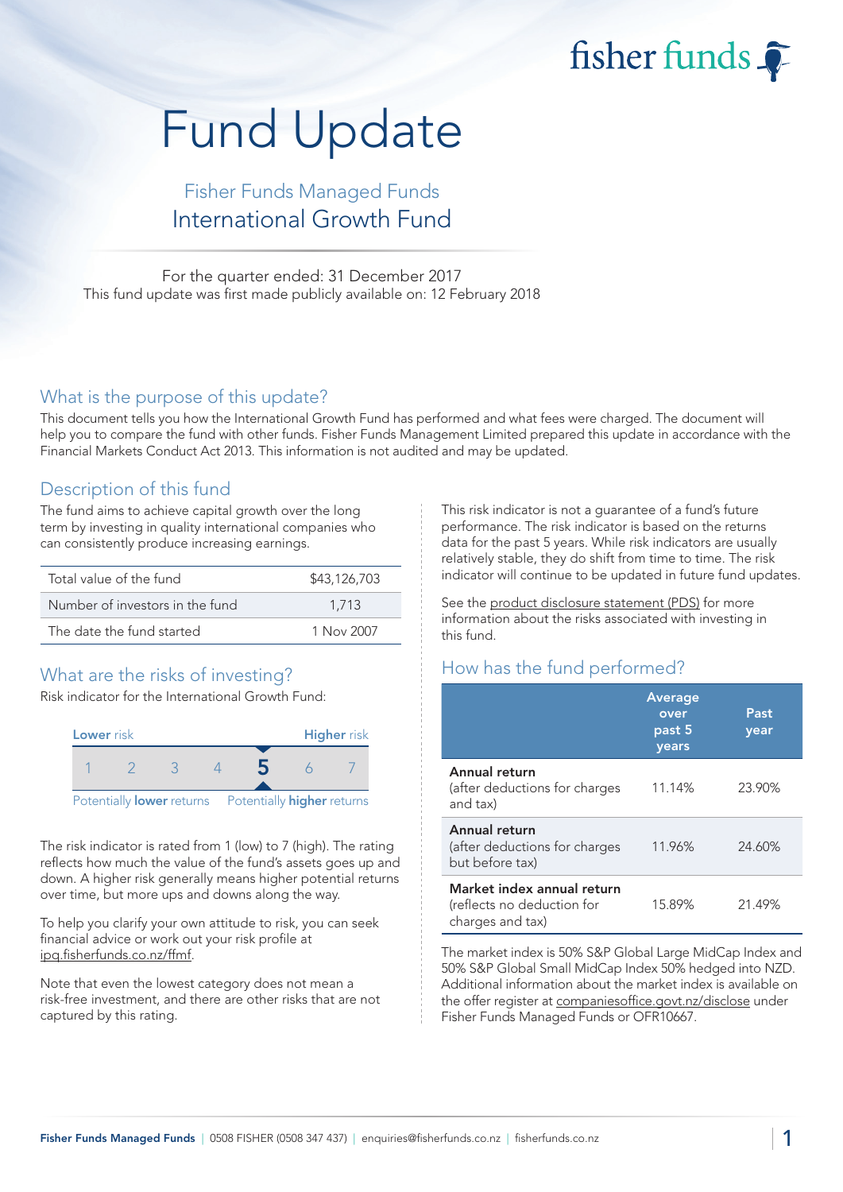fisher funds

# Fund Update

## Fisher Funds Managed Funds
## International Growth Fund

For the quarter ended: 31 December 2017
This fund update was first made publicly available on: 12 February 2018

## What is the purpose of this update?

This document tells you how the International Growth Fund has performed and what fees were charged. The document will help you to compare the fund with other funds. Fisher Funds Management Limited prepared this update in accordance with the Financial Markets Conduct Act 2013. This information is not audited and may be updated.

## Description of this fund

The fund aims to achieve capital growth over the long term by investing in quality international companies who can consistently produce increasing earnings.

| | |
|---|---|
| Total value of the fund | $43,126,703 |
| Number of investors in the fund | 1,713 |
| The date the fund started | 1 Nov 2007 |

## What are the risks of investing?

Risk indicator for the International Growth Fund:

| Lower risk | | | | | | Higher risk |
|---|---|---|---|---|---|---|
| 1 | 2 | 3 | 4 | **5** | 6 | 7 |
| Potentially **lower** returns | | | | | | Potentially **higher** returns |

The risk indicator is rated from 1 (low) to 7 (high). The rating reflects how much the value of the fund's assets goes up and down. A higher risk generally means higher potential returns over time, but more ups and downs along the way.

To help you clarify your own attitude to risk, you can seek financial advice or work out your risk profile at ipq.fisherfunds.co.nz/ffmf.

Note that even the lowest category does not mean a risk-free investment, and there are other risks that are not captured by this rating.

This risk indicator is not a guarantee of a fund's future performance. The risk indicator is based on the returns data for the past 5 years. While risk indicators are usually relatively stable, they do shift from time to time. The risk indicator will continue to be updated in future fund updates.

See the product disclosure statement (PDS) for more information about the risks associated with investing in this fund.

## How has the fund performed?

| | Average over past 5 years | Past year |
|---|---|---|
| **Annual return** (after deductions for charges and tax) | 11.14% | 23.90% |
| **Annual return** (after deductions for charges but before tax) | 11.96% | 24.60% |
| **Market index annual return** (reflects no deduction for charges and tax) | 15.89% | 21.49% |

The market index is 50% S&P Global Large MidCap Index and 50% S&P Global Small MidCap Index 50% hedged into NZD. Additional information about the market index is available on the offer register at companiesoffice.govt.nz/disclose under Fisher Funds Managed Funds or OFR10667.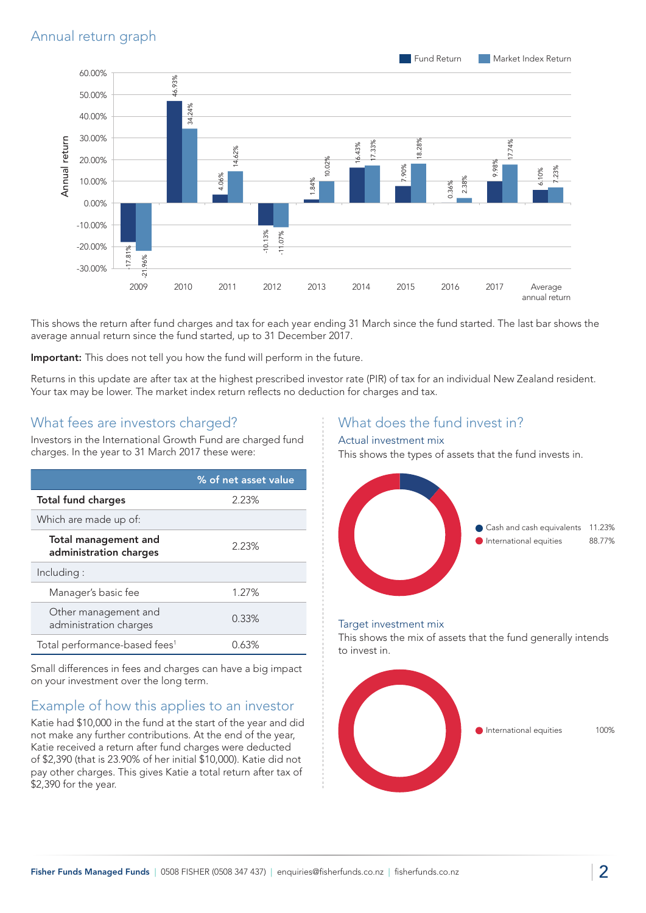## Annual return graph

| Year | Fund Return | Market Index Return |
|---|---|---|
| 2009 | -17.81% | -21.96% |
| 2010 | 46.93% | 34.24% |
| 2011 | 4.06% | 14.62% |
| 2012 | -10.13% | -11.07% |
| 2013 | 1.84% | 10.02% |
| 2014 | 16.43% | 17.33% |
| 2015 | 7.90% | 18.28% |
| 2016 | 0.36% | 2.38% |
| 2017 | 9.98% | 17.74% |
| Average annual return | 6.10% | 7.23% |

This shows the return after fund charges and tax for each year ending 31 March since the fund started. The last bar shows the average annual return since the fund started, up to 31 December 2017.

**Important:** This does not tell you how the fund will perform in the future.

Returns in this update are after tax at the highest prescribed investor rate (PIR) of tax for an individual New Zealand resident. Your tax may be lower. The market index return reflects no deduction for charges and tax.

## What fees are investors charged?

Investors in the International Growth Fund are charged fund charges. In the year to 31 March 2017 these were:

| | % of net asset value |
|---|---|
| **Total fund charges** | 2.23% |
| Which are made up of: | |
| **Total management and administration charges** | 2.23% |
| Including : | |
| Manager's basic fee | 1.27% |
| Other management and administration charges | 0.33% |
| Total performance-based fees[1] | 0.63% |

Small differences in fees and charges can have a big impact on your investment over the long term.

## Example of how this applies to an investor

Katie had $10,000 in the fund at the start of the year and did not make any further contributions. At the end of the year, Katie received a return after fund charges were deducted of $2,390 (that is 23.90% of her initial $10,000). Katie did not pay other charges. This gives Katie a total return after tax of $2,390 for the year.

## What does the fund invest in?

### Actual investment mix

This shows the types of assets that the fund invests in.

| Asset type | % |
|---|---|
| Cash and cash equivalents | 11.23% |
| International equities | 88.77% |

### Target investment mix

This shows the mix of assets that the fund generally intends to invest in.

| Asset type | % |
|---|---|
| International equities | 100% |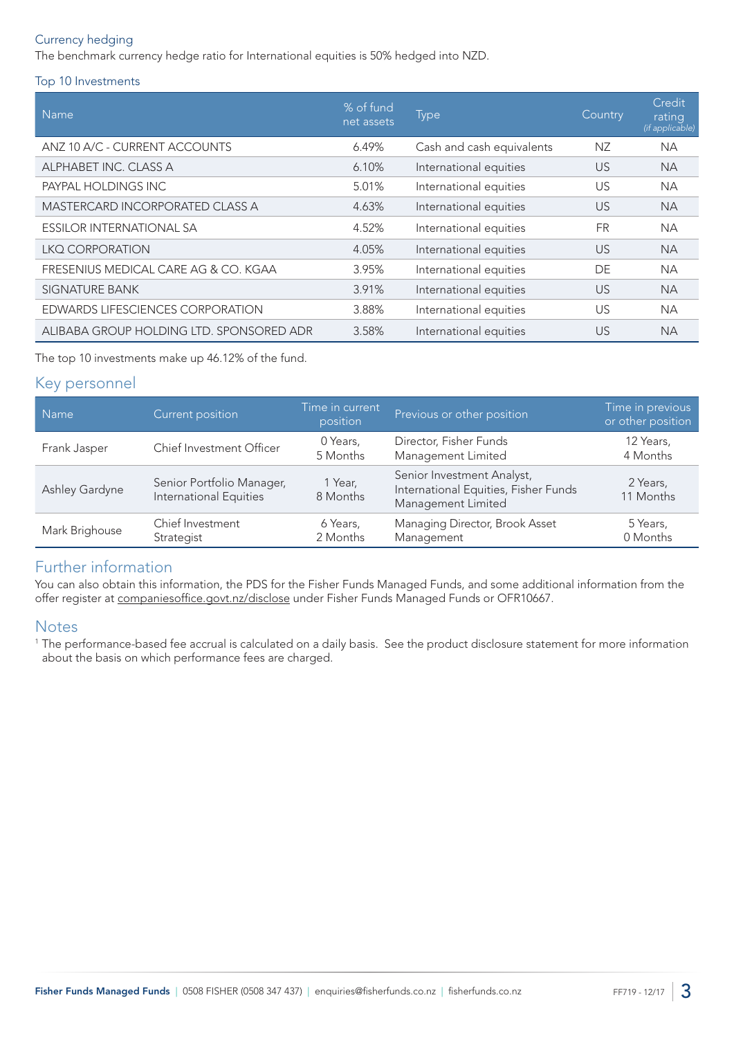## Currency hedging

The benchmark currency hedge ratio for International equities is 50% hedged into NZD.

## Top 10 Investments

| Name | % of fund net assets | Type | Country | Credit rating *(if applicable)* |
|---|---|---|---|---|
| ANZ 10 A/C - CURRENT ACCOUNTS | 6.49% | Cash and cash equivalents | NZ | NA |
| ALPHABET INC. CLASS A | 6.10% | International equities | US | NA |
| PAYPAL HOLDINGS INC | 5.01% | International equities | US | NA |
| MASTERCARD INCORPORATED CLASS A | 4.63% | International equities | US | NA |
| ESSILOR INTERNATIONAL SA | 4.52% | International equities | FR | NA |
| LKQ CORPORATION | 4.05% | International equities | US | NA |
| FRESENIUS MEDICAL CARE AG & CO. KGAA | 3.95% | International equities | DE | NA |
| SIGNATURE BANK | 3.91% | International equities | US | NA |
| EDWARDS LIFESCIENCES CORPORATION | 3.88% | International equities | US | NA |
| ALIBABA GROUP HOLDING LTD. SPONSORED ADR | 3.58% | International equities | US | NA |

The top 10 investments make up 46.12% of the fund.

## Key personnel

| Name | Current position | Time in current position | Previous or other position | Time in previous or other position |
|---|---|---|---|---|
| Frank Jasper | Chief Investment Officer | 0 Years, 5 Months | Director, Fisher Funds Management Limited | 12 Years, 4 Months |
| Ashley Gardyne | Senior Portfolio Manager, International Equities | 1 Year, 8 Months | Senior Investment Analyst, International Equities, Fisher Funds Management Limited | 2 Years, 11 Months |
| Mark Brighouse | Chief Investment Strategist | 6 Years, 2 Months | Managing Director, Brook Asset Management | 5 Years, 0 Months |

## Further information

You can also obtain this information, the PDS for the Fisher Funds Managed Funds, and some additional information from the offer register at companiesoffice.govt.nz/disclose under Fisher Funds Managed Funds or OFR10667.

## Notes

[1] The performance-based fee accrual is calculated on a daily basis. See the product disclosure statement for more information about the basis on which performance fees are charged.